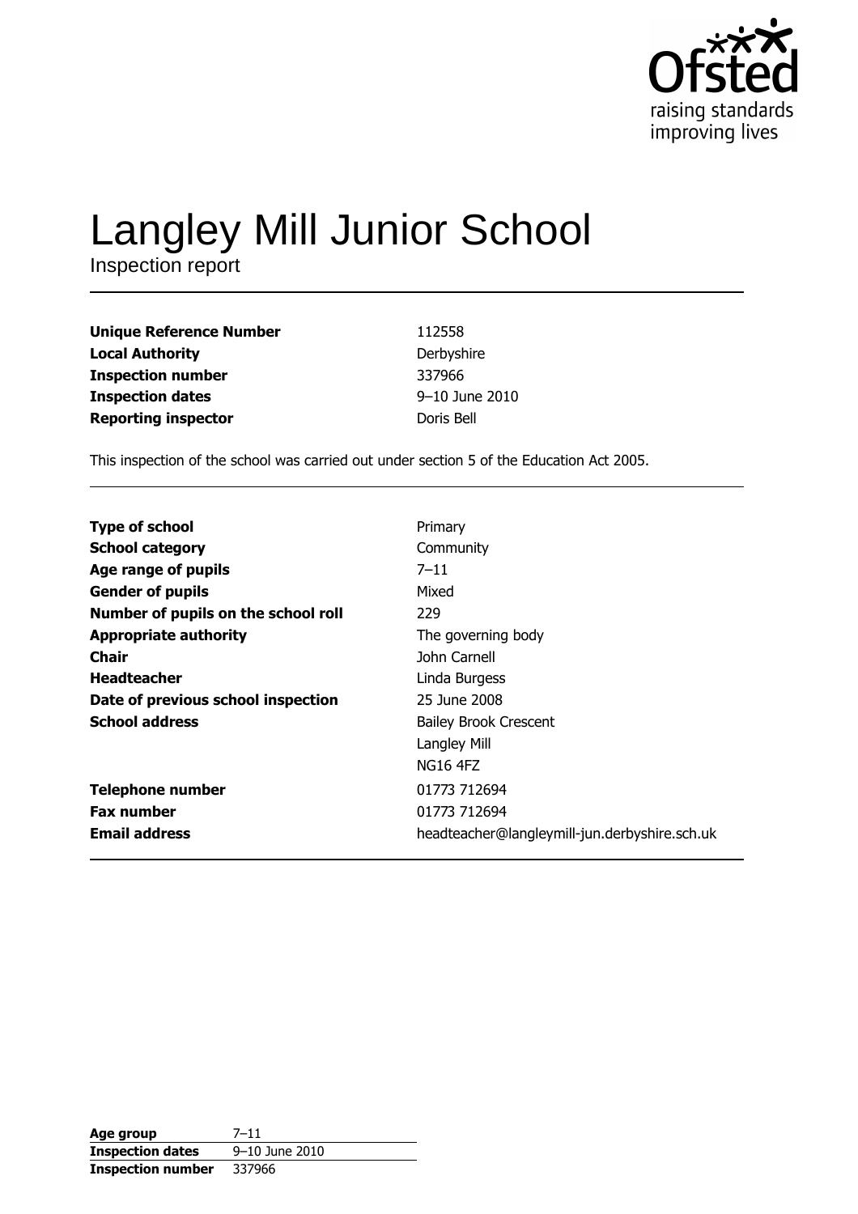Ofsted
raising standards
improving lives

# Langley Mill Junior School

Inspection report

| | |
|---|---|
| **Unique Reference Number** | 112558 |
| **Local Authority** | Derbyshire |
| **Inspection number** | 337966 |
| **Inspection dates** | 9–10 June 2010 |
| **Reporting inspector** | Doris Bell |

This inspection of the school was carried out under section 5 of the Education Act 2005.

| | |
|---|---|
| **Type of school** | Primary |
| **School category** | Community |
| **Age range of pupils** | 7–11 |
| **Gender of pupils** | Mixed |
| **Number of pupils on the school roll** | 229 |
| **Appropriate authority** | The governing body |
| **Chair** | John Carnell |
| **Headteacher** | Linda Burgess |
| **Date of previous school inspection** | 25 June 2008 |
| **School address** | Bailey Brook Crescent<br>Langley Mill<br>NG16 4FZ |
| **Telephone number** | 01773 712694 |
| **Fax number** | 01773 712694 |
| **Email address** | headteacher@langleymill-jun.derbyshire.sch.uk |

| | |
|---|---|
| **Age group** | 7–11 |
| **Inspection dates** | 9–10 June 2010 |
| **Inspection number** | 337966 |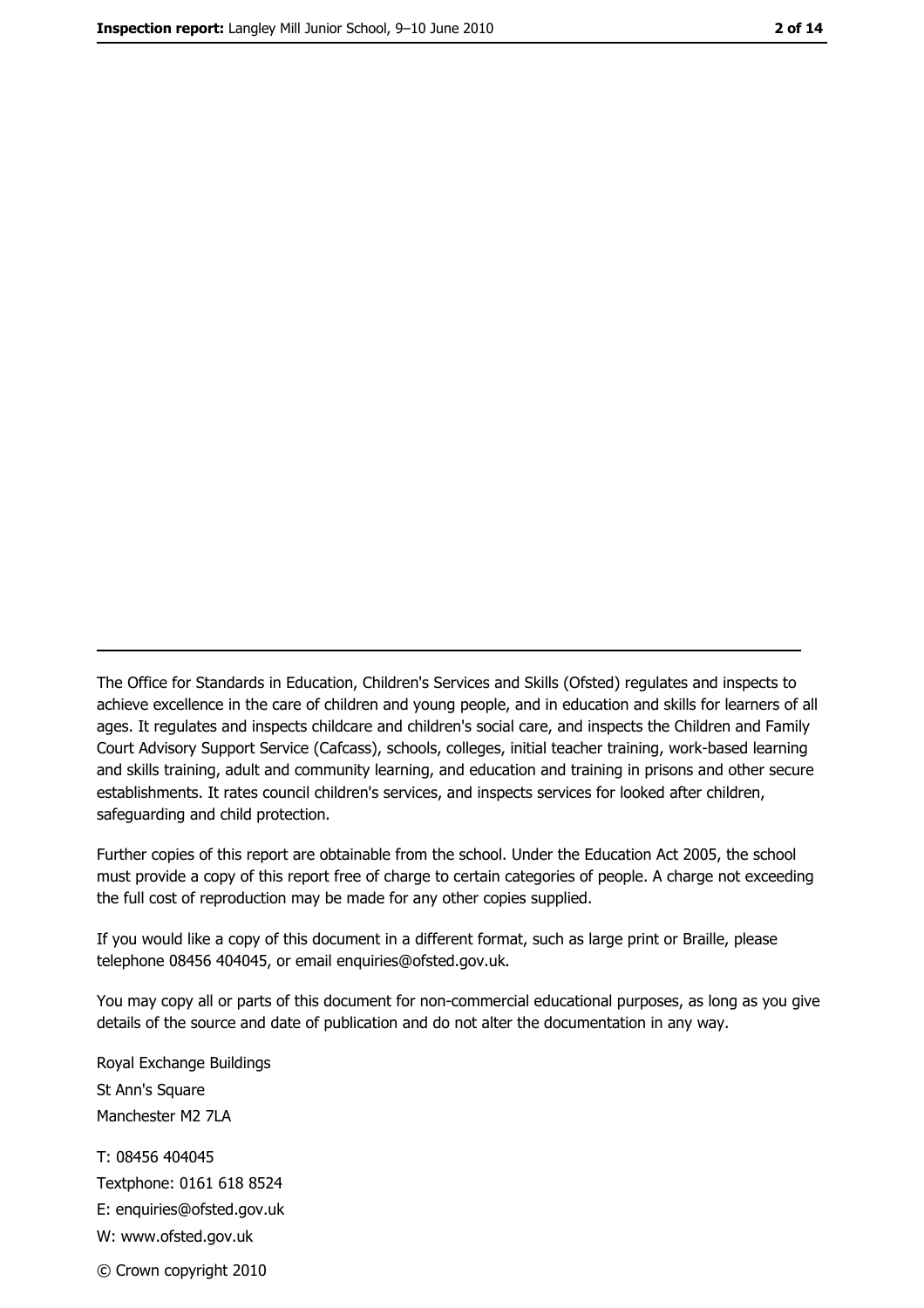The Office for Standards in Education, Children's Services and Skills (Ofsted) regulates and inspects to achieve excellence in the care of children and young people, and in education and skills for learners of all ages. It regulates and inspects childcare and children's social care, and inspects the Children and Family Court Advisory Support Service (Cafcass), schools, colleges, initial teacher training, work-based learning and skills training, adult and community learning, and education and training in prisons and other secure establishments. It rates council children's services, and inspects services for looked after children, safeguarding and child protection.

Further copies of this report are obtainable from the school. Under the Education Act 2005, the school must provide a copy of this report free of charge to certain categories of people. A charge not exceeding the full cost of reproduction may be made for any other copies supplied.

If you would like a copy of this document in a different format, such as large print or Braille, please telephone 08456 404045, or email enquiries@ofsted.gov.uk.

You may copy all or parts of this document for non-commercial educational purposes, as long as you give details of the source and date of publication and do not alter the documentation in any way.

Royal Exchange Buildings
St Ann's Square
Manchester M2 7LA

T: 08456 404045
Textphone: 0161 618 8524
E: enquiries@ofsted.gov.uk
W: www.ofsted.gov.uk

© Crown copyright 2010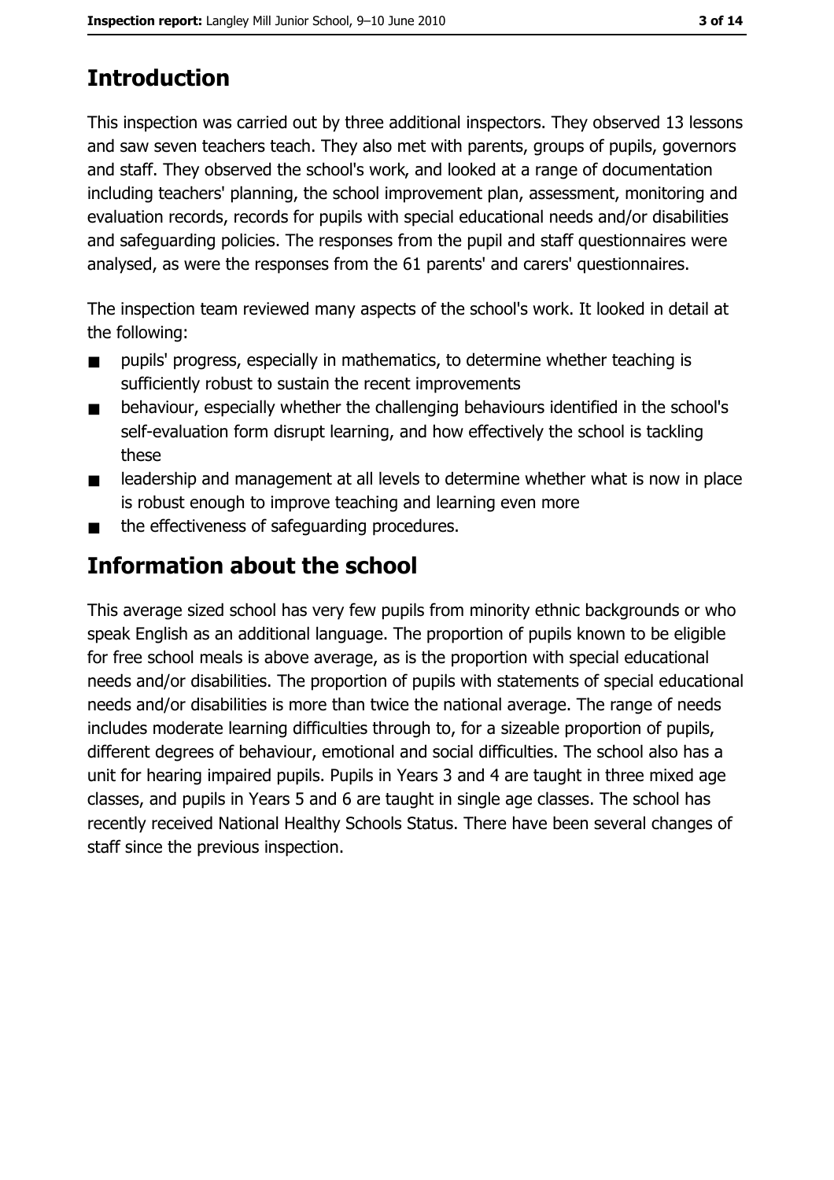## Introduction

This inspection was carried out by three additional inspectors. They observed 13 lessons and saw seven teachers teach. They also met with parents, groups of pupils, governors and staff. They observed the school's work, and looked at a range of documentation including teachers' planning, the school improvement plan, assessment, monitoring and evaluation records, records for pupils with special educational needs and/or disabilities and safeguarding policies. The responses from the pupil and staff questionnaires were analysed, as were the responses from the 61 parents' and carers' questionnaires.

The inspection team reviewed many aspects of the school's work. It looked in detail at the following:

- pupils' progress, especially in mathematics, to determine whether teaching is sufficiently robust to sustain the recent improvements
- behaviour, especially whether the challenging behaviours identified in the school's self-evaluation form disrupt learning, and how effectively the school is tackling these
- leadership and management at all levels to determine whether what is now in place is robust enough to improve teaching and learning even more
- the effectiveness of safeguarding procedures.

## Information about the school

This average sized school has very few pupils from minority ethnic backgrounds or who speak English as an additional language. The proportion of pupils known to be eligible for free school meals is above average, as is the proportion with special educational needs and/or disabilities. The proportion of pupils with statements of special educational needs and/or disabilities is more than twice the national average. The range of needs includes moderate learning difficulties through to, for a sizeable proportion of pupils, different degrees of behaviour, emotional and social difficulties. The school also has a unit for hearing impaired pupils. Pupils in Years 3 and 4 are taught in three mixed age classes, and pupils in Years 5 and 6 are taught in single age classes. The school has recently received National Healthy Schools Status. There have been several changes of staff since the previous inspection.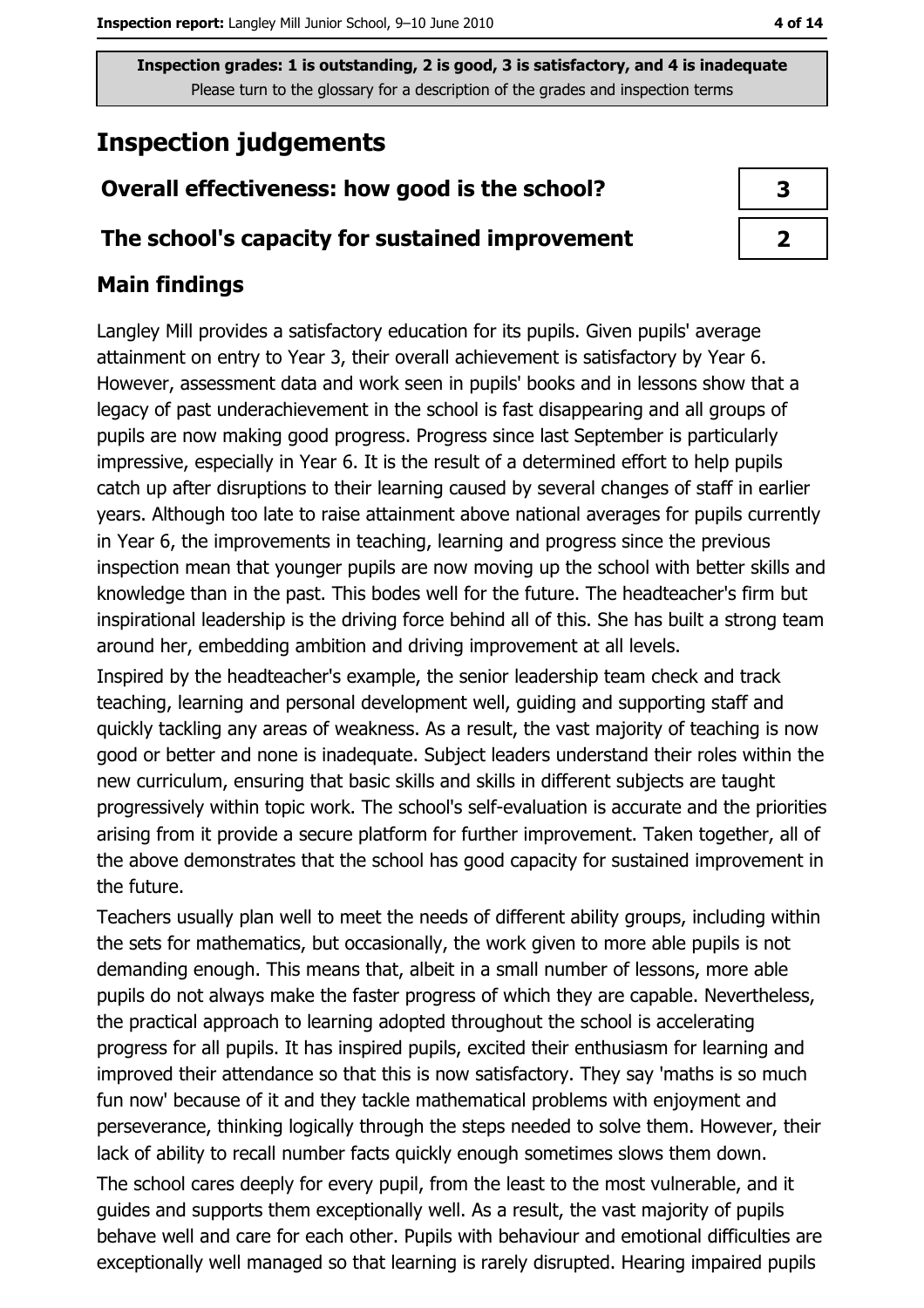Inspection grades: 1 is outstanding, 2 is good, 3 is satisfactory, and 4 is inadequate
Please turn to the glossary for a description of the grades and inspection terms

# Inspection judgements

| Overall effectiveness: how good is the school? | 3 |
|---|---|
| The school's capacity for sustained improvement | 2 |

## Main findings

Langley Mill provides a satisfactory education for its pupils. Given pupils' average attainment on entry to Year 3, their overall achievement is satisfactory by Year 6. However, assessment data and work seen in pupils' books and in lessons show that a legacy of past underachievement in the school is fast disappearing and all groups of pupils are now making good progress. Progress since last September is particularly impressive, especially in Year 6. It is the result of a determined effort to help pupils catch up after disruptions to their learning caused by several changes of staff in earlier years. Although too late to raise attainment above national averages for pupils currently in Year 6, the improvements in teaching, learning and progress since the previous inspection mean that younger pupils are now moving up the school with better skills and knowledge than in the past. This bodes well for the future. The headteacher's firm but inspirational leadership is the driving force behind all of this. She has built a strong team around her, embedding ambition and driving improvement at all levels.

Inspired by the headteacher's example, the senior leadership team check and track teaching, learning and personal development well, guiding and supporting staff and quickly tackling any areas of weakness. As a result, the vast majority of teaching is now good or better and none is inadequate. Subject leaders understand their roles within the new curriculum, ensuring that basic skills and skills in different subjects are taught progressively within topic work. The school's self-evaluation is accurate and the priorities arising from it provide a secure platform for further improvement. Taken together, all of the above demonstrates that the school has good capacity for sustained improvement in the future.

Teachers usually plan well to meet the needs of different ability groups, including within the sets for mathematics, but occasionally, the work given to more able pupils is not demanding enough. This means that, albeit in a small number of lessons, more able pupils do not always make the faster progress of which they are capable. Nevertheless, the practical approach to learning adopted throughout the school is accelerating progress for all pupils. It has inspired pupils, excited their enthusiasm for learning and improved their attendance so that this is now satisfactory. They say 'maths is so much fun now' because of it and they tackle mathematical problems with enjoyment and perseverance, thinking logically through the steps needed to solve them. However, their lack of ability to recall number facts quickly enough sometimes slows them down.

The school cares deeply for every pupil, from the least to the most vulnerable, and it guides and supports them exceptionally well. As a result, the vast majority of pupils behave well and care for each other. Pupils with behaviour and emotional difficulties are exceptionally well managed so that learning is rarely disrupted. Hearing impaired pupils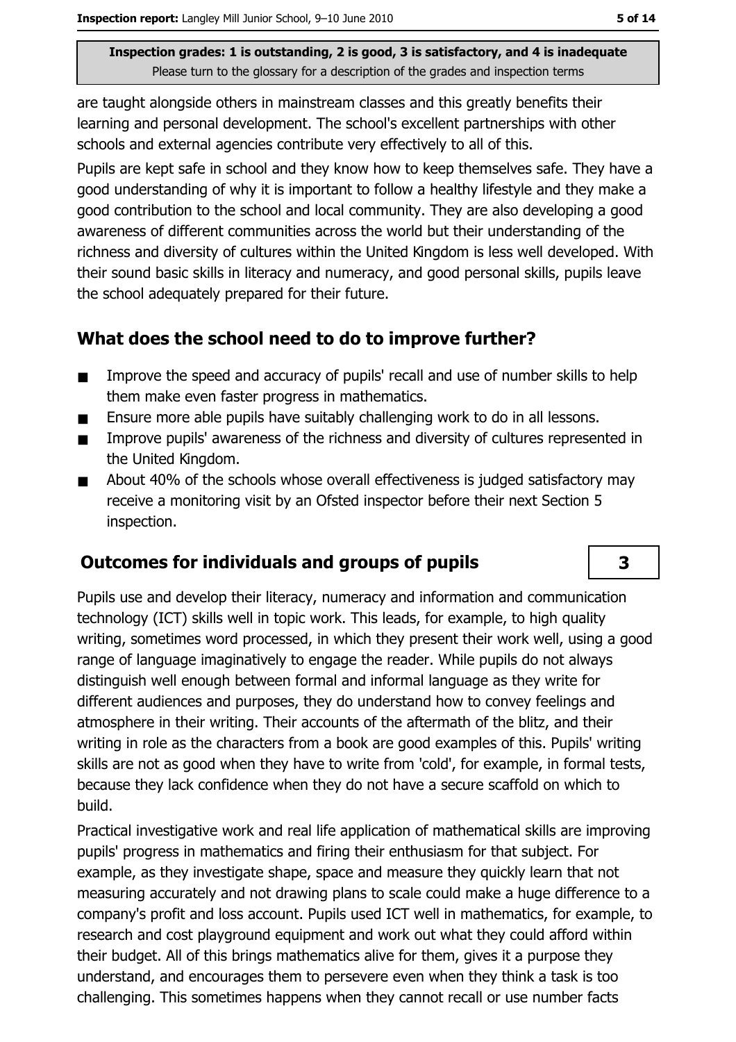are taught alongside others in mainstream classes and this greatly benefits their learning and personal development. The school's excellent partnerships with other schools and external agencies contribute very effectively to all of this.

Pupils are kept safe in school and they know how to keep themselves safe. They have a good understanding of why it is important to follow a healthy lifestyle and they make a good contribution to the school and local community. They are also developing a good awareness of different communities across the world but their understanding of the richness and diversity of cultures within the United Kingdom is less well developed. With their sound basic skills in literacy and numeracy, and good personal skills, pupils leave the school adequately prepared for their future.

## What does the school need to do to improve further?

- Improve the speed and accuracy of pupils' recall and use of number skills to help them make even faster progress in mathematics.
- Ensure more able pupils have suitably challenging work to do in all lessons.
- Improve pupils' awareness of the richness and diversity of cultures represented in the United Kingdom.
- About 40% of the schools whose overall effectiveness is judged satisfactory may receive a monitoring visit by an Ofsted inspector before their next Section 5 inspection.

## Outcomes for individuals and groups of pupils — 3

Pupils use and develop their literacy, numeracy and information and communication technology (ICT) skills well in topic work. This leads, for example, to high quality writing, sometimes word processed, in which they present their work well, using a good range of language imaginatively to engage the reader. While pupils do not always distinguish well enough between formal and informal language as they write for different audiences and purposes, they do understand how to convey feelings and atmosphere in their writing. Their accounts of the aftermath of the blitz, and their writing in role as the characters from a book are good examples of this. Pupils' writing skills are not as good when they have to write from 'cold', for example, in formal tests, because they lack confidence when they do not have a secure scaffold on which to build.

Practical investigative work and real life application of mathematical skills are improving pupils' progress in mathematics and firing their enthusiasm for that subject. For example, as they investigate shape, space and measure they quickly learn that not measuring accurately and not drawing plans to scale could make a huge difference to a company's profit and loss account. Pupils used ICT well in mathematics, for example, to research and cost playground equipment and work out what they could afford within their budget. All of this brings mathematics alive for them, gives it a purpose they understand, and encourages them to persevere even when they think a task is too challenging. This sometimes happens when they cannot recall or use number facts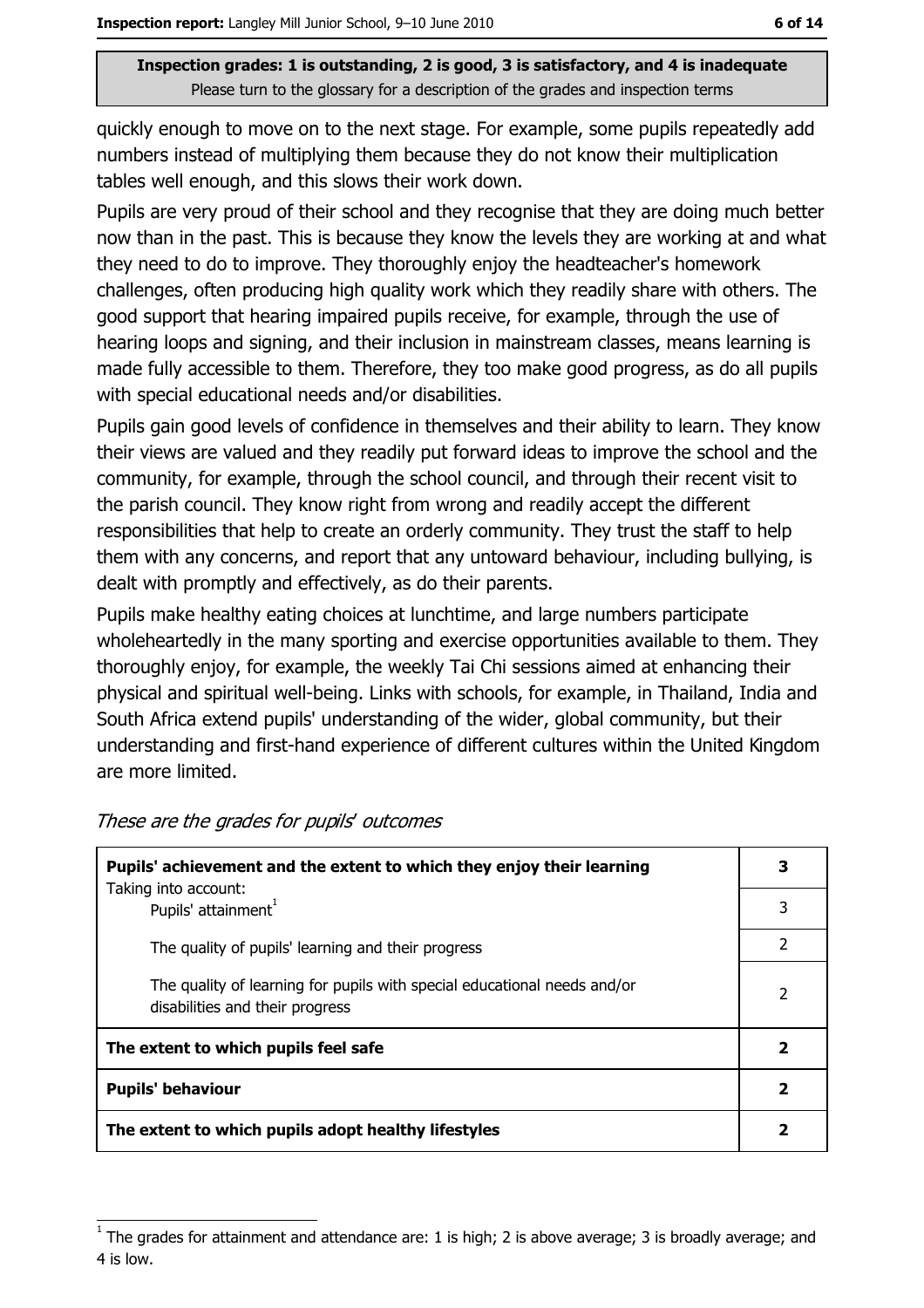**Inspection grades: 1 is outstanding, 2 is good, 3 is satisfactory, and 4 is inadequate**
Please turn to the glossary for a description of the grades and inspection terms

quickly enough to move on to the next stage. For example, some pupils repeatedly add numbers instead of multiplying them because they do not know their multiplication tables well enough, and this slows their work down.

Pupils are very proud of their school and they recognise that they are doing much better now than in the past. This is because they know the levels they are working at and what they need to do to improve. They thoroughly enjoy the headteacher's homework challenges, often producing high quality work which they readily share with others. The good support that hearing impaired pupils receive, for example, through the use of hearing loops and signing, and their inclusion in mainstream classes, means learning is made fully accessible to them. Therefore, they too make good progress, as do all pupils with special educational needs and/or disabilities.

Pupils gain good levels of confidence in themselves and their ability to learn. They know their views are valued and they readily put forward ideas to improve the school and the community, for example, through the school council, and through their recent visit to the parish council. They know right from wrong and readily accept the different responsibilities that help to create an orderly community. They trust the staff to help them with any concerns, and report that any untoward behaviour, including bullying, is dealt with promptly and effectively, as do their parents.

Pupils make healthy eating choices at lunchtime, and large numbers participate wholeheartedly in the many sporting and exercise opportunities available to them. They thoroughly enjoy, for example, the weekly Tai Chi sessions aimed at enhancing their physical and spiritual well-being. Links with schools, for example, in Thailand, India and South Africa extend pupils' understanding of the wider, global community, but their understanding and first-hand experience of different cultures within the United Kingdom are more limited.

*These are the grades for pupils' outcomes*

| | |
|---|---|
| **Pupils' achievement and the extent to which they enjoy their learning** | **3** |
| Taking into account: Pupils' attainment[1] | 3 |
| The quality of pupils' learning and their progress | 2 |
| The quality of learning for pupils with special educational needs and/or disabilities and their progress | 2 |
| **The extent to which pupils feel safe** | **2** |
| **Pupils' behaviour** | **2** |
| **The extent to which pupils adopt healthy lifestyles** | **2** |

[1] The grades for attainment and attendance are: 1 is high; 2 is above average; 3 is broadly average; and 4 is low.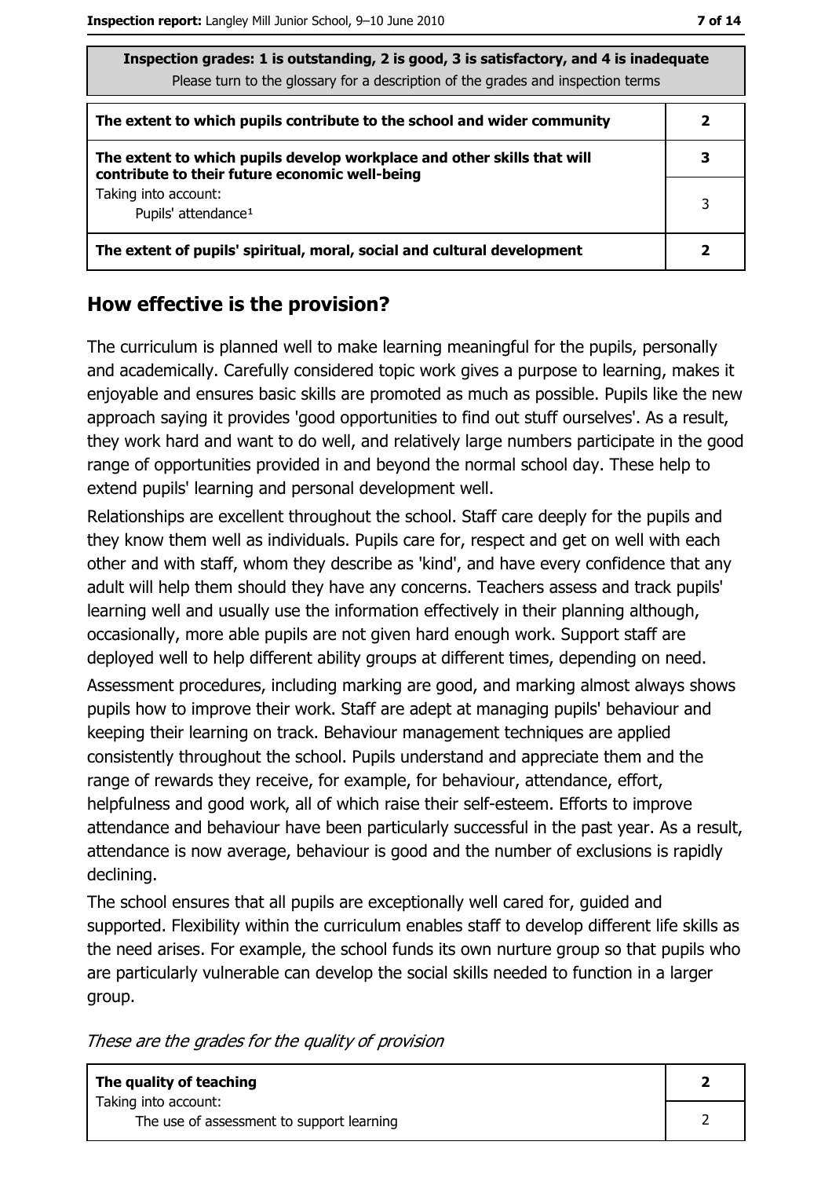| Inspection grades: 1 is outstanding, 2 is good, 3 is satisfactory, and 4 is inadequate<br>Please turn to the glossary for a description of the grades and inspection terms | |
|---|---|
| **The extent to which pupils contribute to the school and wider community** | **2** |
| **The extent to which pupils develop workplace and other skills that will contribute to their future economic well-being** | **3** |
| Taking into account:<br>Pupils' attendance[1] | 3 |
| **The extent of pupils' spiritual, moral, social and cultural development** | **2** |

## How effective is the provision?

The curriculum is planned well to make learning meaningful for the pupils, personally and academically. Carefully considered topic work gives a purpose to learning, makes it enjoyable and ensures basic skills are promoted as much as possible. Pupils like the new approach saying it provides 'good opportunities to find out stuff ourselves'. As a result, they work hard and want to do well, and relatively large numbers participate in the good range of opportunities provided in and beyond the normal school day. These help to extend pupils' learning and personal development well.

Relationships are excellent throughout the school. Staff care deeply for the pupils and they know them well as individuals. Pupils care for, respect and get on well with each other and with staff, whom they describe as 'kind', and have every confidence that any adult will help them should they have any concerns. Teachers assess and track pupils' learning well and usually use the information effectively in their planning although, occasionally, more able pupils are not given hard enough work. Support staff are deployed well to help different ability groups at different times, depending on need.

Assessment procedures, including marking are good, and marking almost always shows pupils how to improve their work. Staff are adept at managing pupils' behaviour and keeping their learning on track. Behaviour management techniques are applied consistently throughout the school. Pupils understand and appreciate them and the range of rewards they receive, for example, for behaviour, attendance, effort, helpfulness and good work, all of which raise their self-esteem. Efforts to improve attendance and behaviour have been particularly successful in the past year. As a result, attendance is now average, behaviour is good and the number of exclusions is rapidly declining.

The school ensures that all pupils are exceptionally well cared for, guided and supported. Flexibility within the curriculum enables staff to develop different life skills as the need arises. For example, the school funds its own nurture group so that pupils who are particularly vulnerable can develop the social skills needed to function in a larger group.

*These are the grades for the quality of provision*

| | |
|---|---|
| **The quality of teaching** | **2** |
| Taking into account:<br>The use of assessment to support learning | 2 |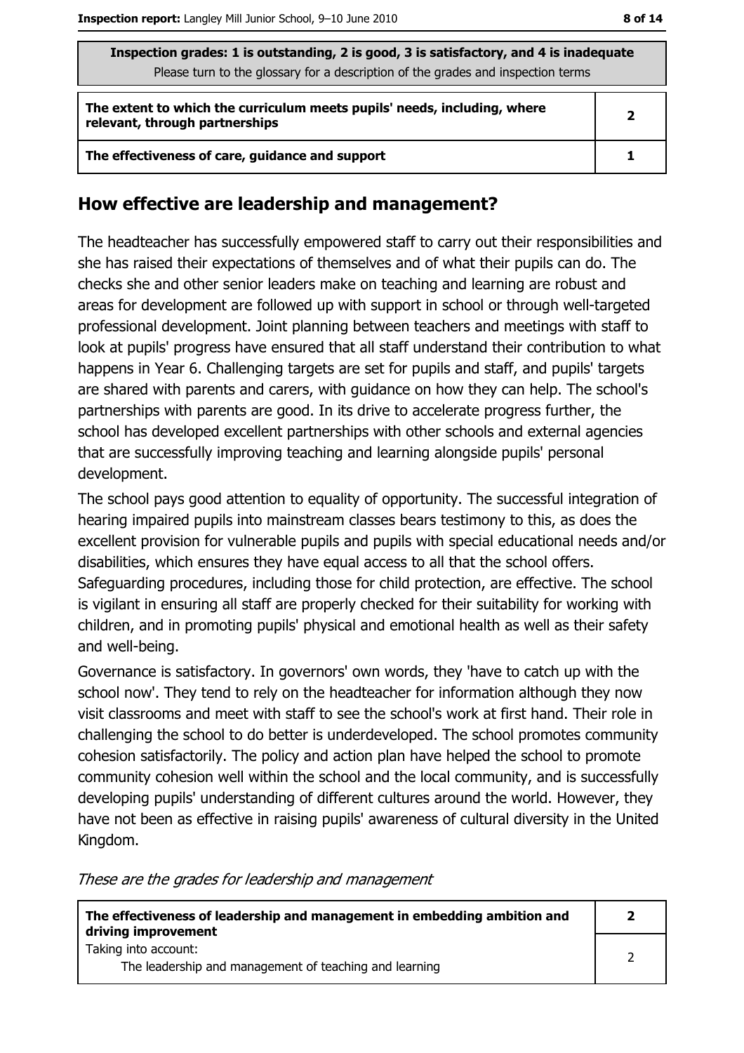| Inspection grades: 1 is outstanding, 2 is good, 3 is satisfactory, and 4 is inadequate<br>Please turn to the glossary for a description of the grades and inspection terms | |
|---|---|
| **The extent to which the curriculum meets pupils' needs, including, where relevant, through partnerships** | **2** |
| **The effectiveness of care, guidance and support** | **1** |

## How effective are leadership and management?

The headteacher has successfully empowered staff to carry out their responsibilities and she has raised their expectations of themselves and of what their pupils can do. The checks she and other senior leaders make on teaching and learning are robust and areas for development are followed up with support in school or through well-targeted professional development. Joint planning between teachers and meetings with staff to look at pupils' progress have ensured that all staff understand their contribution to what happens in Year 6. Challenging targets are set for pupils and staff, and pupils' targets are shared with parents and carers, with guidance on how they can help. The school's partnerships with parents are good. In its drive to accelerate progress further, the school has developed excellent partnerships with other schools and external agencies that are successfully improving teaching and learning alongside pupils' personal development.

The school pays good attention to equality of opportunity. The successful integration of hearing impaired pupils into mainstream classes bears testimony to this, as does the excellent provision for vulnerable pupils and pupils with special educational needs and/or disabilities, which ensures they have equal access to all that the school offers. Safeguarding procedures, including those for child protection, are effective. The school is vigilant in ensuring all staff are properly checked for their suitability for working with children, and in promoting pupils' physical and emotional health as well as their safety and well-being.

Governance is satisfactory. In governors' own words, they 'have to catch up with the school now'. They tend to rely on the headteacher for information although they now visit classrooms and meet with staff to see the school's work at first hand. Their role in challenging the school to do better is underdeveloped. The school promotes community cohesion satisfactorily. The policy and action plan have helped the school to promote community cohesion well within the school and the local community, and is successfully developing pupils' understanding of different cultures around the world. However, they have not been as effective in raising pupils' awareness of cultural diversity in the United Kingdom.

*These are the grades for leadership and management*

| | |
|---|---|
| **The effectiveness of leadership and management in embedding ambition and driving improvement** | **2** |
| Taking into account:<br>The leadership and management of teaching and learning | 2 |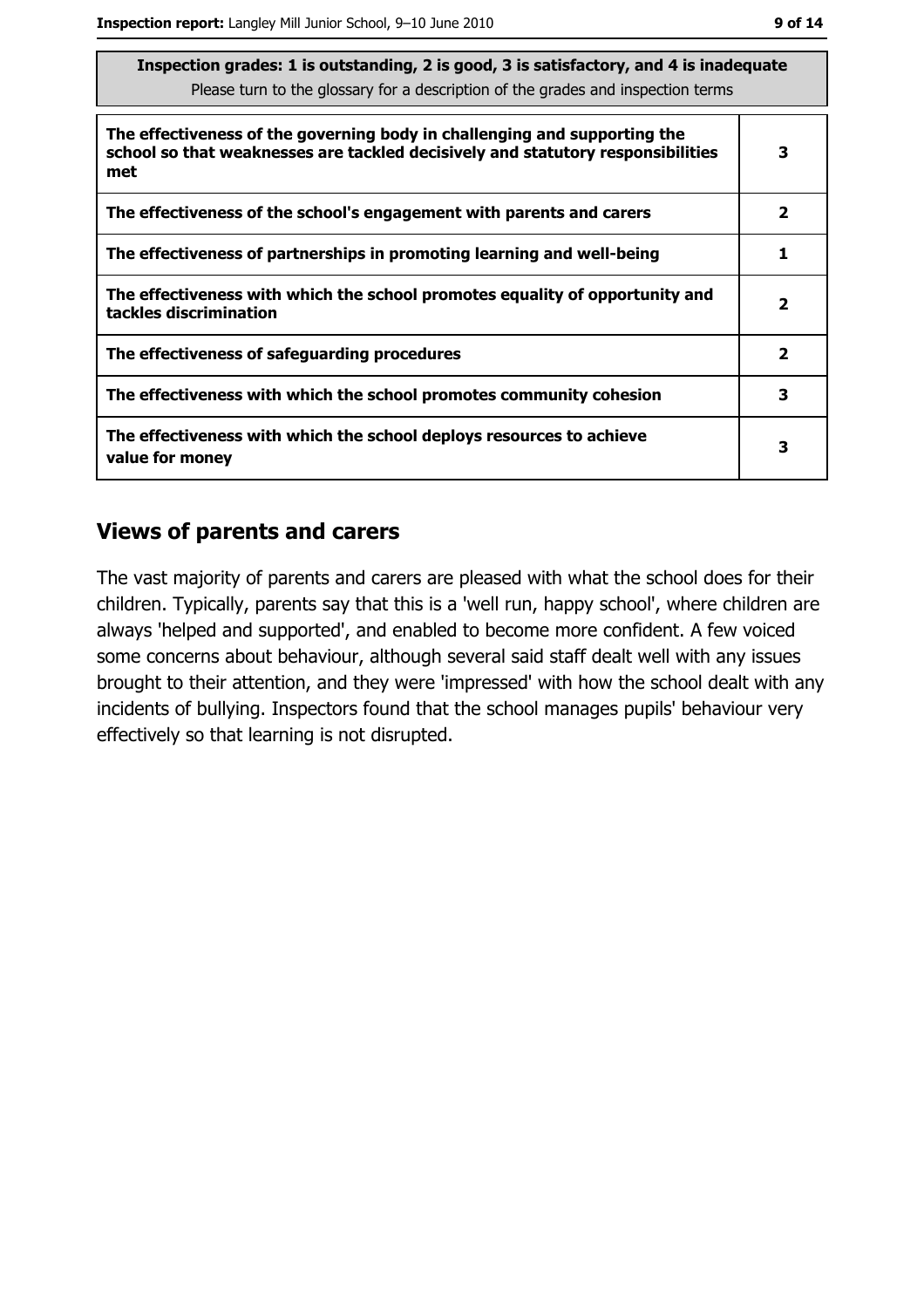| Inspection grades: 1 is outstanding, 2 is good, 3 is satisfactory, and 4 is inadequate<br>Please turn to the glossary for a description of the grades and inspection terms | |
|---|---|
| **The effectiveness of the governing body in challenging and supporting the school so that weaknesses are tackled decisively and statutory responsibilities met** | **3** |
| **The effectiveness of the school's engagement with parents and carers** | **2** |
| **The effectiveness of partnerships in promoting learning and well-being** | **1** |
| **The effectiveness with which the school promotes equality of opportunity and tackles discrimination** | **2** |
| **The effectiveness of safeguarding procedures** | **2** |
| **The effectiveness with which the school promotes community cohesion** | **3** |
| **The effectiveness with which the school deploys resources to achieve value for money** | **3** |

## Views of parents and carers

The vast majority of parents and carers are pleased with what the school does for their children. Typically, parents say that this is a 'well run, happy school', where children are always 'helped and supported', and enabled to become more confident. A few voiced some concerns about behaviour, although several said staff dealt well with any issues brought to their attention, and they were 'impressed' with how the school dealt with any incidents of bullying. Inspectors found that the school manages pupils' behaviour very effectively so that learning is not disrupted.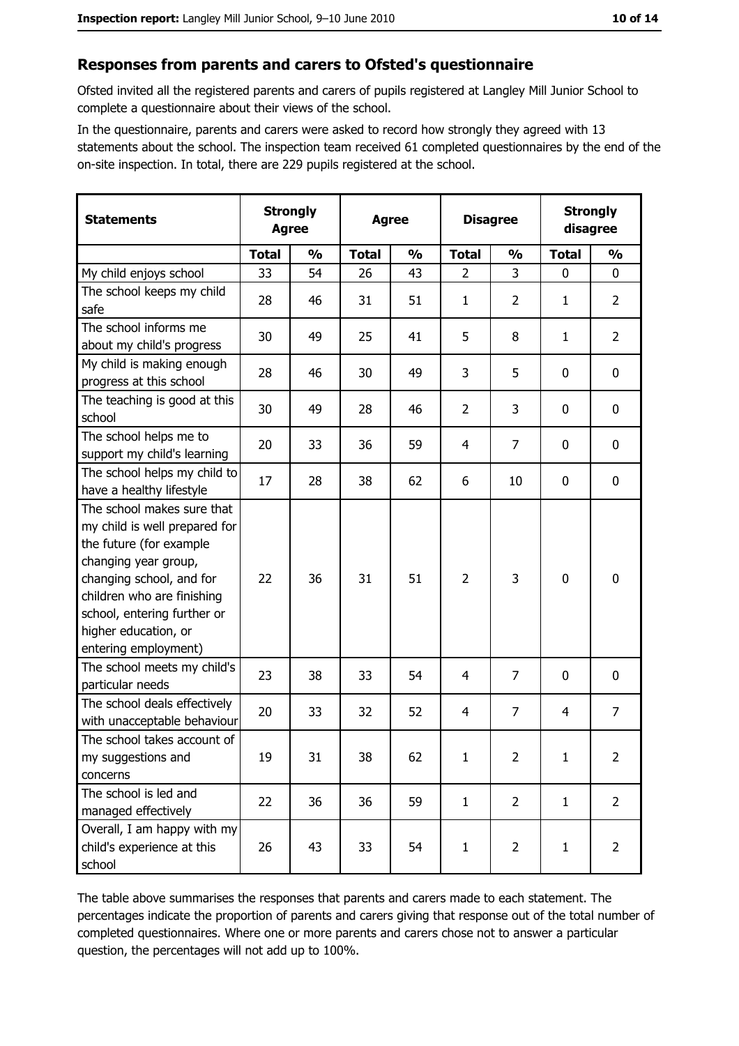## Responses from parents and carers to Ofsted's questionnaire

Ofsted invited all the registered parents and carers of pupils registered at Langley Mill Junior School to complete a questionnaire about their views of the school.

In the questionnaire, parents and carers were asked to record how strongly they agreed with 13 statements about the school. The inspection team received 61 completed questionnaires by the end of the on-site inspection. In total, there are 229 pupils registered at the school.

| Statements | Strongly Agree | | Agree | | Disagree | | Strongly disagree | |
|---|---|---|---|---|---|---|---|---|
| | Total | % | Total | % | Total | % | Total | % |
| My child enjoys school | 33 | 54 | 26 | 43 | 2 | 3 | 0 | 0 |
| The school keeps my child safe | 28 | 46 | 31 | 51 | 1 | 2 | 1 | 2 |
| The school informs me about my child's progress | 30 | 49 | 25 | 41 | 5 | 8 | 1 | 2 |
| My child is making enough progress at this school | 28 | 46 | 30 | 49 | 3 | 5 | 0 | 0 |
| The teaching is good at this school | 30 | 49 | 28 | 46 | 2 | 3 | 0 | 0 |
| The school helps me to support my child's learning | 20 | 33 | 36 | 59 | 4 | 7 | 0 | 0 |
| The school helps my child to have a healthy lifestyle | 17 | 28 | 38 | 62 | 6 | 10 | 0 | 0 |
| The school makes sure that my child is well prepared for the future (for example changing year group, changing school, and for children who are finishing school, entering further or higher education, or entering employment) | 22 | 36 | 31 | 51 | 2 | 3 | 0 | 0 |
| The school meets my child's particular needs | 23 | 38 | 33 | 54 | 4 | 7 | 0 | 0 |
| The school deals effectively with unacceptable behaviour | 20 | 33 | 32 | 52 | 4 | 7 | 4 | 7 |
| The school takes account of my suggestions and concerns | 19 | 31 | 38 | 62 | 1 | 2 | 1 | 2 |
| The school is led and managed effectively | 22 | 36 | 36 | 59 | 1 | 2 | 1 | 2 |
| Overall, I am happy with my child's experience at this school | 26 | 43 | 33 | 54 | 1 | 2 | 1 | 2 |

The table above summarises the responses that parents and carers made to each statement. The percentages indicate the proportion of parents and carers giving that response out of the total number of completed questionnaires. Where one or more parents and carers chose not to answer a particular question, the percentages will not add up to 100%.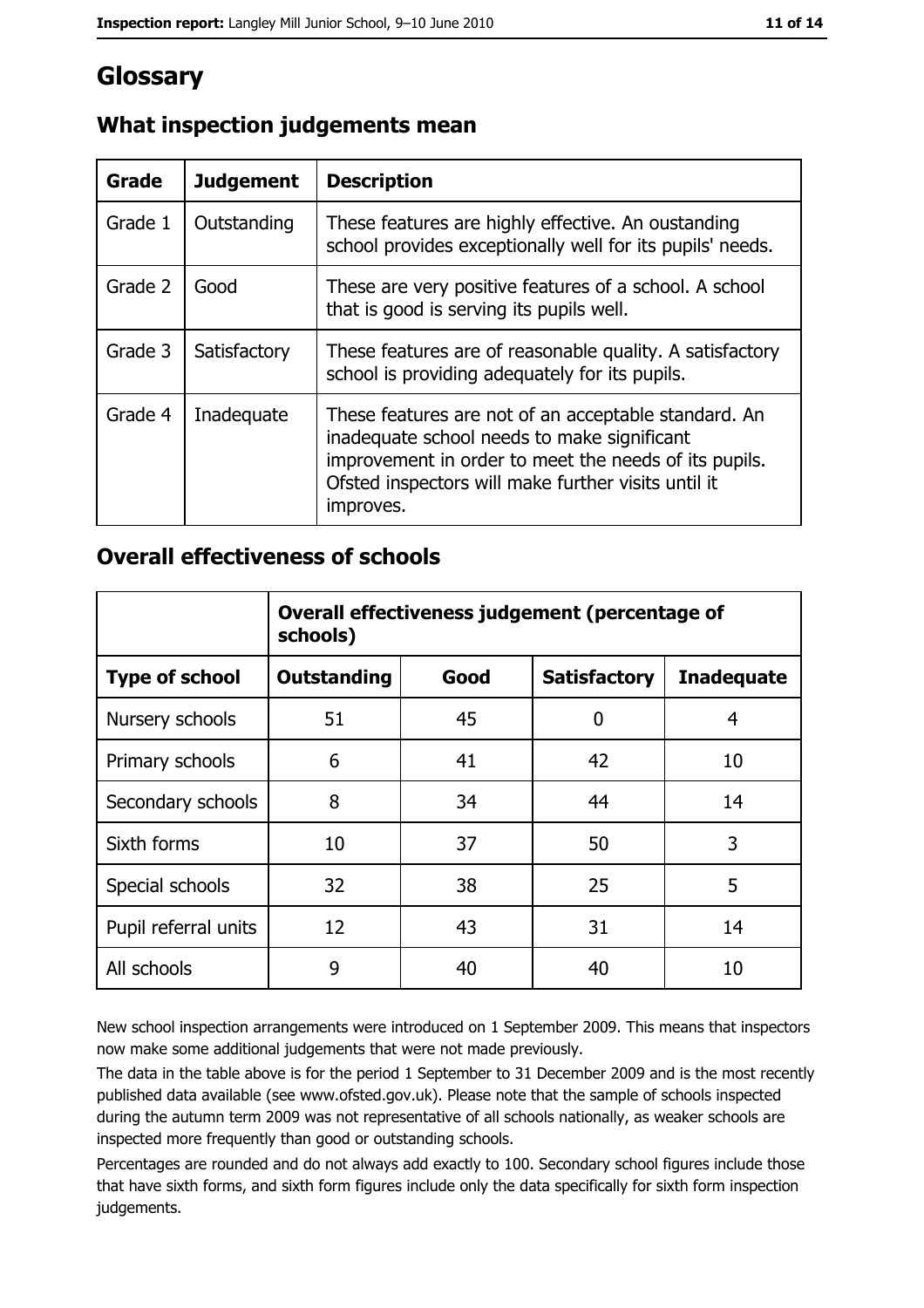# Glossary

## What inspection judgements mean

| Grade | Judgement | Description |
| --- | --- | --- |
| Grade 1 | Outstanding | These features are highly effective. An oustanding school provides exceptionally well for its pupils' needs. |
| Grade 2 | Good | These are very positive features of a school. A school that is good is serving its pupils well. |
| Grade 3 | Satisfactory | These features are of reasonable quality. A satisfactory school is providing adequately for its pupils. |
| Grade 4 | Inadequate | These features are not of an acceptable standard. An inadequate school needs to make significant improvement in order to meet the needs of its pupils. Ofsted inspectors will make further visits until it improves. |

## Overall effectiveness of schools

| | Overall effectiveness judgement (percentage of schools) | | | |
| --- | --- | --- | --- | --- |
| **Type of school** | **Outstanding** | **Good** | **Satisfactory** | **Inadequate** |
| Nursery schools | 51 | 45 | 0 | 4 |
| Primary schools | 6 | 41 | 42 | 10 |
| Secondary schools | 8 | 34 | 44 | 14 |
| Sixth forms | 10 | 37 | 50 | 3 |
| Special schools | 32 | 38 | 25 | 5 |
| Pupil referral units | 12 | 43 | 31 | 14 |
| All schools | 9 | 40 | 40 | 10 |

New school inspection arrangements were introduced on 1 September 2009. This means that inspectors now make some additional judgements that were not made previously.

The data in the table above is for the period 1 September to 31 December 2009 and is the most recently published data available (see www.ofsted.gov.uk). Please note that the sample of schools inspected during the autumn term 2009 was not representative of all schools nationally, as weaker schools are inspected more frequently than good or outstanding schools.

Percentages are rounded and do not always add exactly to 100. Secondary school figures include those that have sixth forms, and sixth form figures include only the data specifically for sixth form inspection judgements.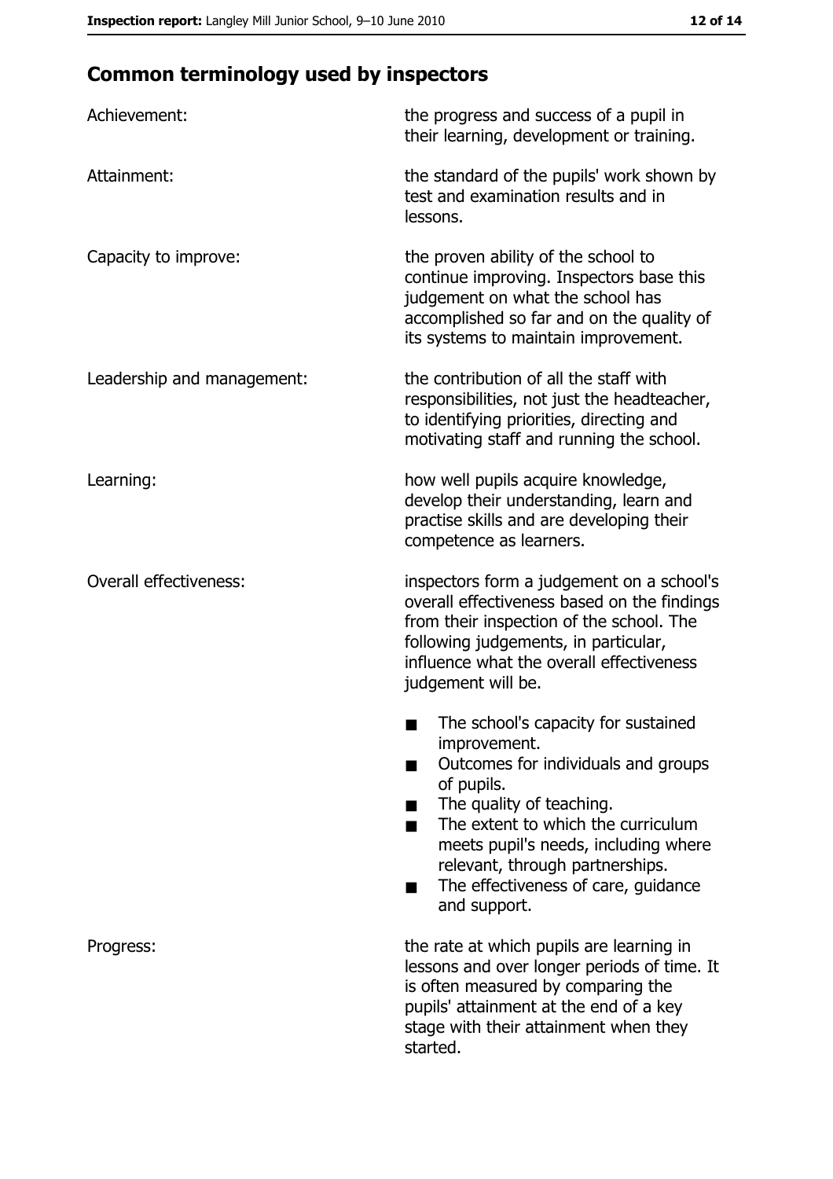## Common terminology used by inspectors

| | |
|---|---|
| Achievement: | the progress and success of a pupil in their learning, development or training. |
| Attainment: | the standard of the pupils' work shown by test and examination results and in lessons. |
| Capacity to improve: | the proven ability of the school to continue improving. Inspectors base this judgement on what the school has accomplished so far and on the quality of its systems to maintain improvement. |
| Leadership and management: | the contribution of all the staff with responsibilities, not just the headteacher, to identifying priorities, directing and motivating staff and running the school. |
| Learning: | how well pupils acquire knowledge, develop their understanding, learn and practise skills and are developing their competence as learners. |
| Overall effectiveness: | inspectors form a judgement on a school's overall effectiveness based on the findings from their inspection of the school. The following judgements, in particular, influence what the overall effectiveness judgement will be. <br>■ The school's capacity for sustained improvement.<br>■ Outcomes for individuals and groups of pupils.<br>■ The quality of teaching.<br>■ The extent to which the curriculum meets pupil's needs, including where relevant, through partnerships.<br>■ The effectiveness of care, guidance and support. |
| Progress: | the rate at which pupils are learning in lessons and over longer periods of time. It is often measured by comparing the pupils' attainment at the end of a key stage with their attainment when they started. |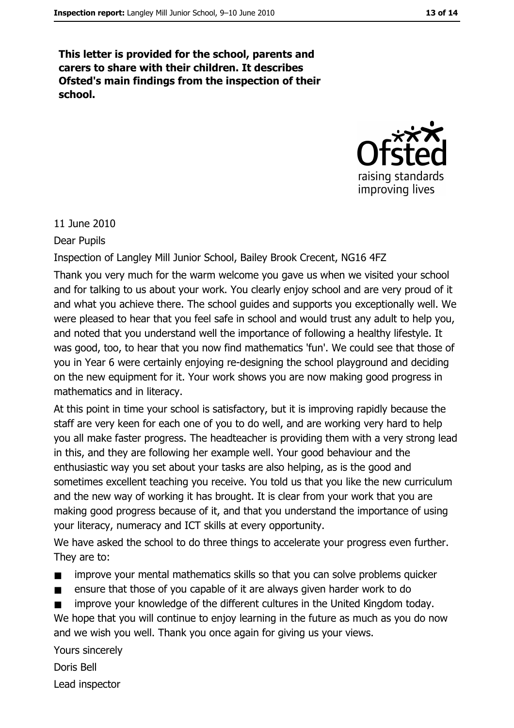**This letter is provided for the school, parents and carers to share with their children. It describes Ofsted's main findings from the inspection of their school.**

11 June 2010

Dear Pupils

Inspection of Langley Mill Junior School, Bailey Brook Crecent, NG16 4FZ

Thank you very much for the warm welcome you gave us when we visited your school and for talking to us about your work. You clearly enjoy school and are very proud of it and what you achieve there. The school guides and supports you exceptionally well. We were pleased to hear that you feel safe in school and would trust any adult to help you, and noted that you understand well the importance of following a healthy lifestyle. It was good, too, to hear that you now find mathematics 'fun'. We could see that those of you in Year 6 were certainly enjoying re-designing the school playground and deciding on the new equipment for it. Your work shows you are now making good progress in mathematics and in literacy.

At this point in time your school is satisfactory, but it is improving rapidly because the staff are very keen for each one of you to do well, and are working very hard to help you all make faster progress. The headteacher is providing them with a very strong lead in this, and they are following her example well. Your good behaviour and the enthusiastic way you set about your tasks are also helping, as is the good and sometimes excellent teaching you receive. You told us that you like the new curriculum and the new way of working it has brought. It is clear from your work that you are making good progress because of it, and that you understand the importance of using your literacy, numeracy and ICT skills at every opportunity.

We have asked the school to do three things to accelerate your progress even further. They are to:

- improve your mental mathematics skills so that you can solve problems quicker
- ensure that those of you capable of it are always given harder work to do
- improve your knowledge of the different cultures in the United Kingdom today.

We hope that you will continue to enjoy learning in the future as much as you do now and we wish you well. Thank you once again for giving us your views.

Yours sincerely

Doris Bell

Lead inspector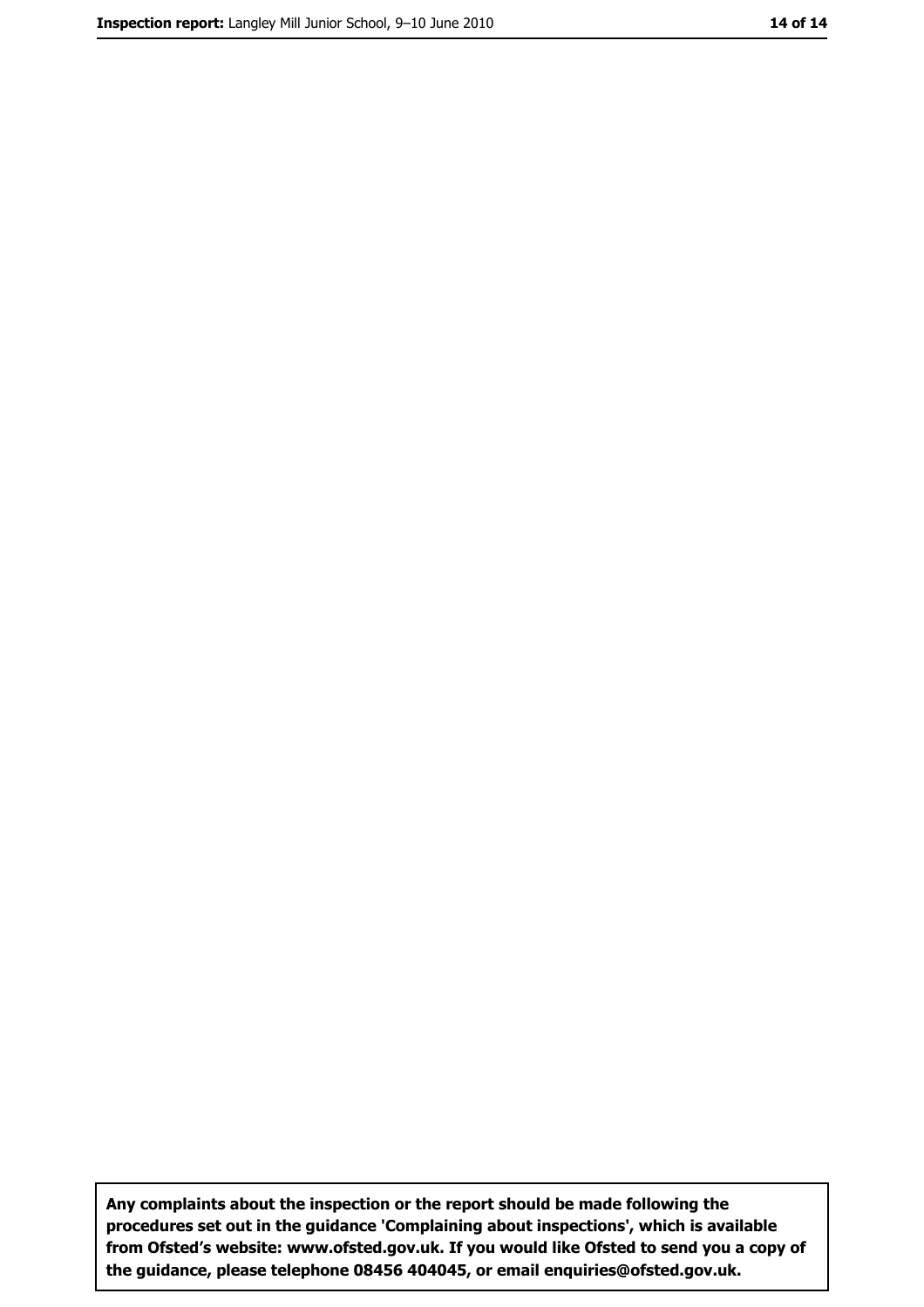**Any complaints about the inspection or the report should be made following the procedures set out in the guidance 'Complaining about inspections', which is available from Ofsted's website: www.ofsted.gov.uk. If you would like Ofsted to send you a copy of the guidance, please telephone 08456 404045, or email enquiries@ofsted.gov.uk.**